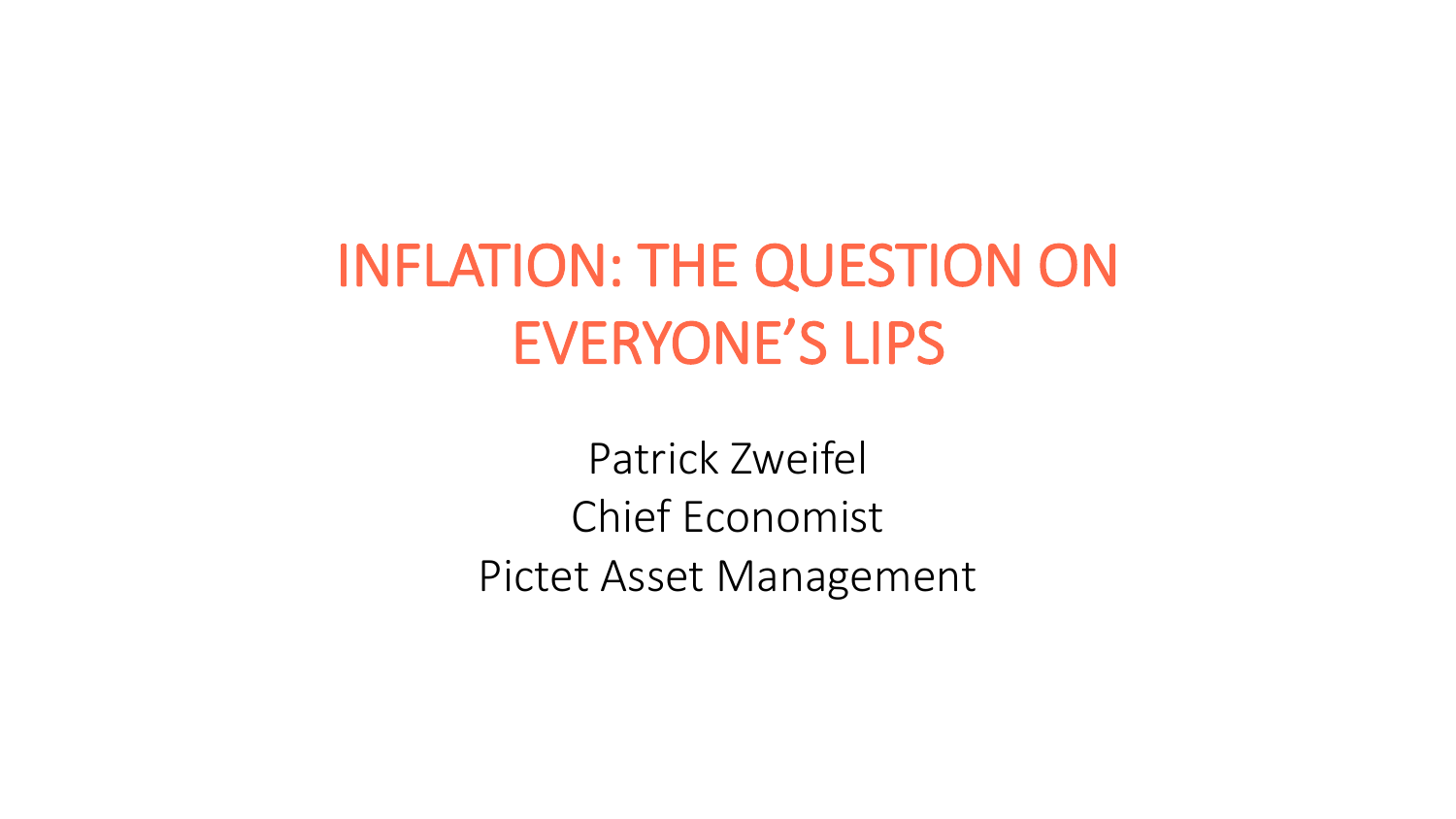# INFLATION: THE QUESTION ON EVERYONE'S LIPS

Patrick Zweifel

Chief Economist

Pictet Asset Management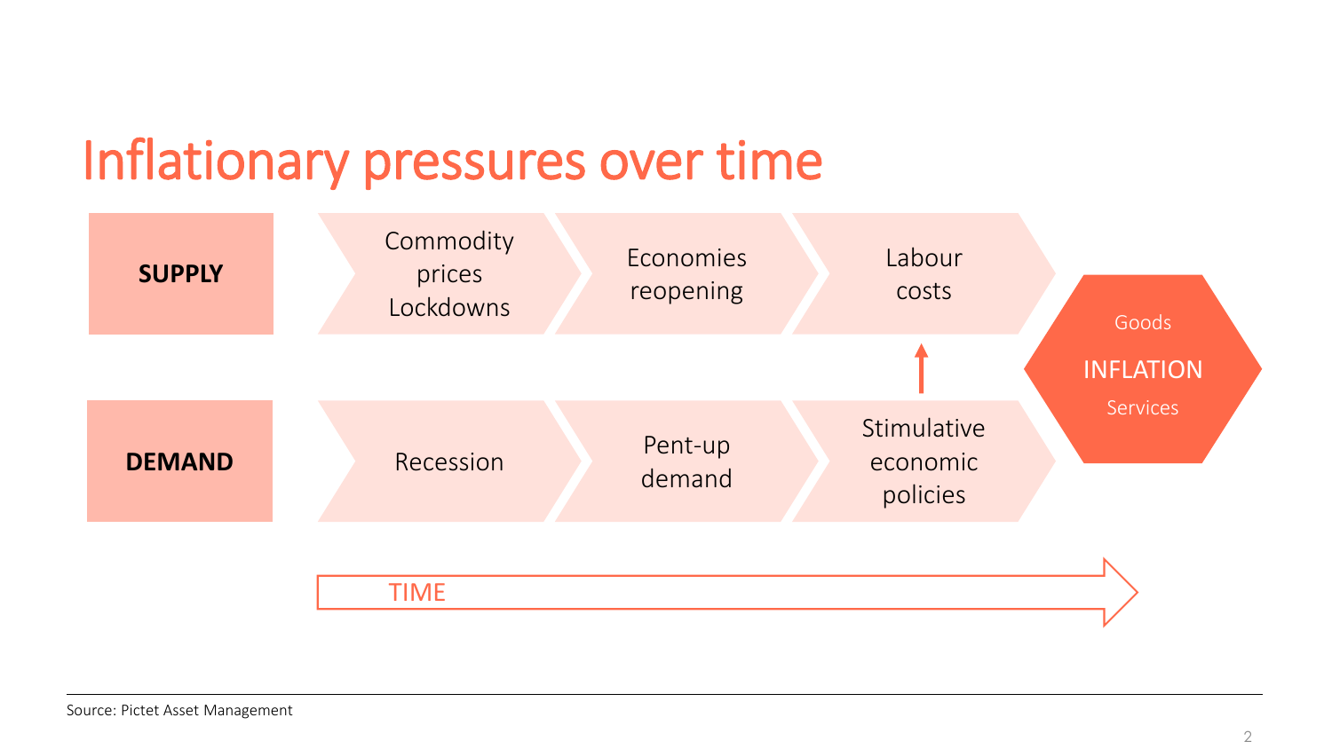# Inflationary pressures over time

| | | | | |
|---|---|---|---|---|
| **SUPPLY** | Commodity prices Lockdowns | Economies reopening | Labour costs | Goods |
| | | | ↑ | **INFLATION** |
| **DEMAND** | Recession | Pent-up demand | Stimulative economic policies | Services |

TIME →

Source: Pictet Asset Management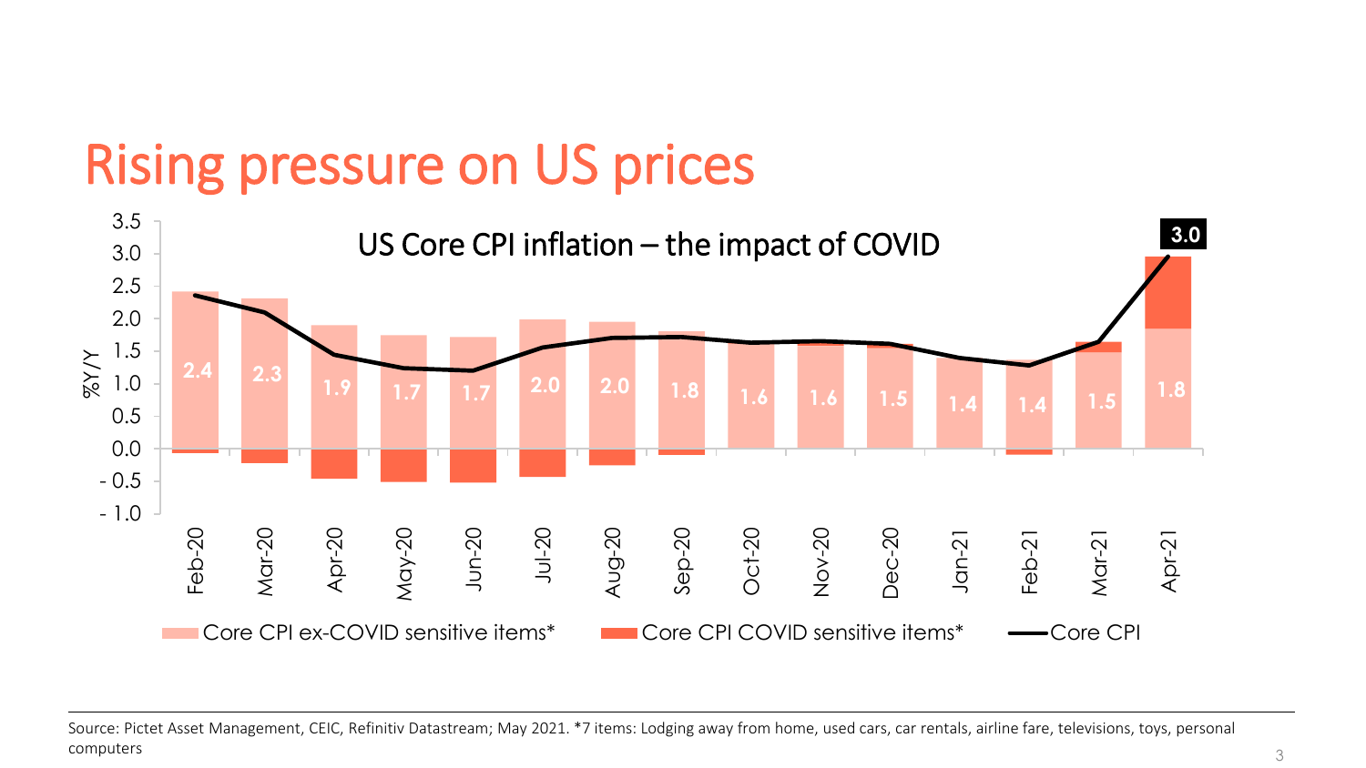# Rising pressure on US prices

US Core CPI inflation – the impact of COVID

| | Feb-20 | Mar-20 | Apr-20 | May-20 | Jun-20 | Jul-20 | Aug-20 | Sep-20 | Oct-20 | Nov-20 | Dec-20 | Jan-21 | Feb-21 | Mar-21 | Apr-21 |
|---|---|---|---|---|---|---|---|---|---|---|---|---|---|---|---|
| Core CPI ex-COVID sensitive items* | 2.4 | 2.3 | 1.9 | 1.7 | 1.7 | 2.0 | 2.0 | 1.8 | 1.6 | 1.6 | 1.5 | 1.4 | 1.4 | 1.5 | 1.8 |
| Core CPI | | | | | | | | | | | | | | | 3.0 |

%Y/Y

Core CPI ex-COVID sensitive items* | Core CPI COVID sensitive items* | Core CPI

Source: Pictet Asset Management, CEIC, Refinitiv Datastream; May 2021. *7 items: Lodging away from home, used cars, car rentals, airline fare, televisions, toys, personal computers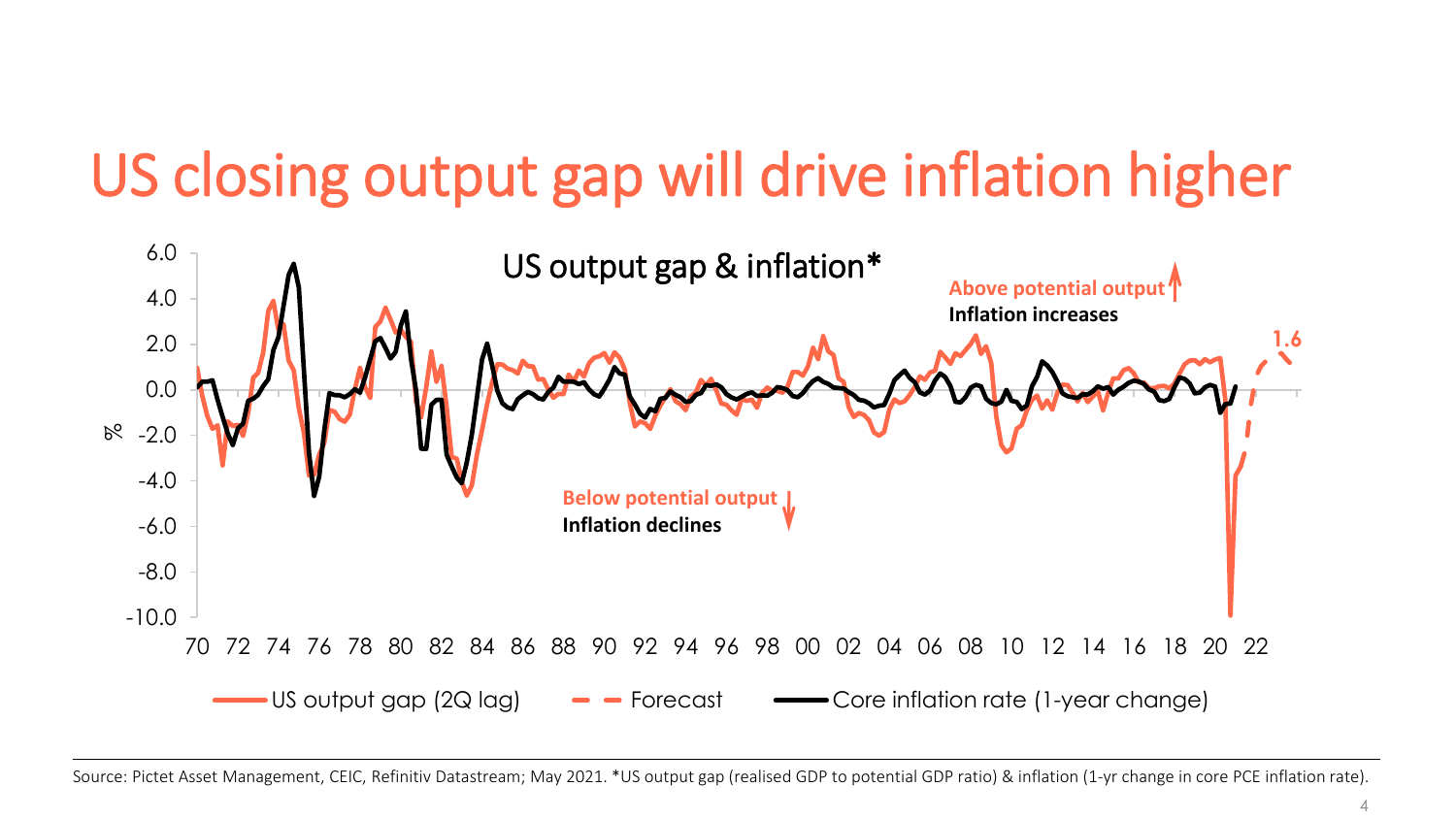# US closing output gap will drive inflation higher

US output gap & inflation*

Above potential output
Inflation increases

Below potential output
Inflation declines

1.6

US output gap (2Q lag) — Forecast — Core inflation rate (1-year change)

Source: Pictet Asset Management, CEIC, Refinitiv Datastream; May 2021. *US output gap (realised GDP to potential GDP ratio) & inflation (1-yr change in core PCE inflation rate).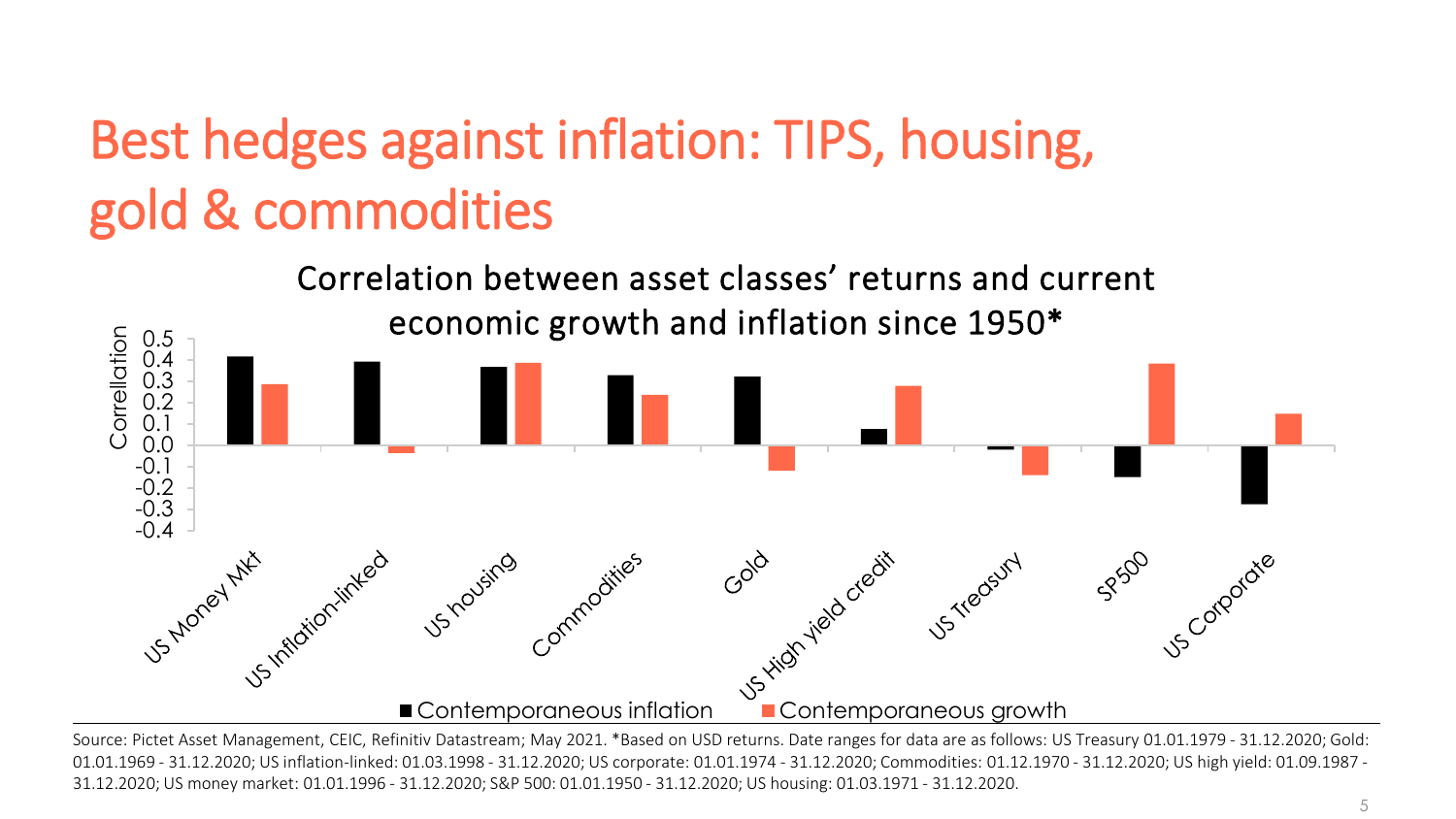# Best hedges against inflation: TIPS, housing, gold & commodities

Correlation between asset classes' returns and current economic growth and inflation since 1950*

| | Contemporaneous inflation | Contemporaneous growth |
|---|---|---|
| US Money Mkt | 0.42 | 0.29 |
| US Inflation-linked | 0.40 | -0.03 |
| US housing | 0.37 | 0.39 |
| Commodities | 0.33 | 0.24 |
| Gold | 0.33 | -0.12 |
| US High yield credit | 0.08 | 0.28 |
| US Treasury | -0.02 | -0.14 |
| SP500 | -0.15 | 0.39 |
| US Corporate | -0.28 | 0.15 |

Source: Pictet Asset Management, CEIC, Refinitiv Datastream; May 2021. *Based on USD returns. Date ranges for data are as follows: US Treasury 01.01.1979 - 31.12.2020; Gold: 01.01.1969 - 31.12.2020; US inflation-linked: 01.03.1998 - 31.12.2020; US corporate: 01.01.1974 - 31.12.2020; Commodities: 01.12.1970 - 31.12.2020; US high yield: 01.09.1987 - 31.12.2020; US money market: 01.01.1996 - 31.12.2020; S&P 500: 01.01.1950 - 31.12.2020; US housing: 01.03.1971 - 31.12.2020.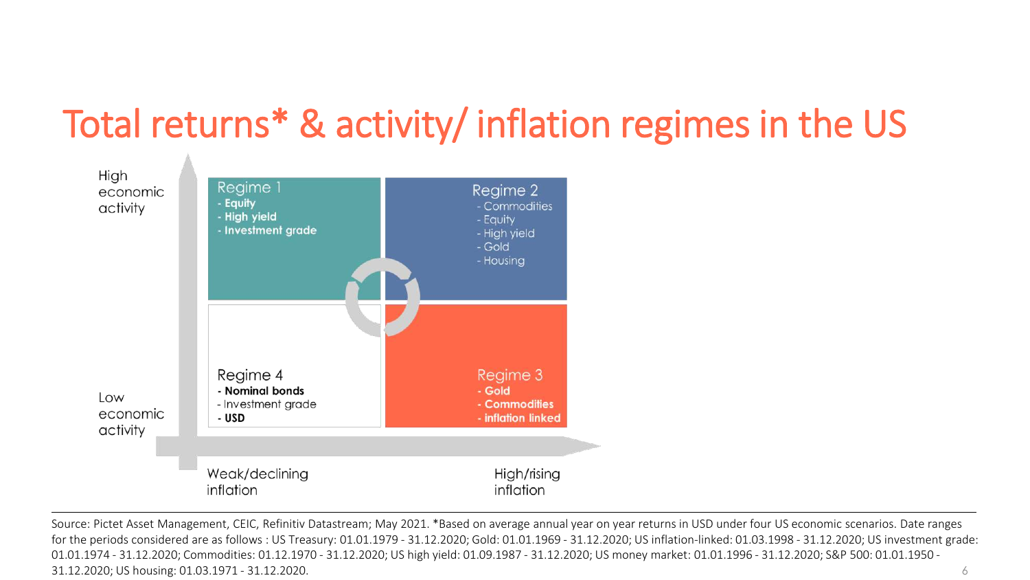# Total returns* & activity/ inflation regimes in the US

High economic activity

**Regime 1**
- **Equity**
- **High yield**
- **Investment grade**

**Regime 2**
- Commodities
- Equity
- High yield
- Gold
- Housing

**Regime 4**
- **Nominal bonds**
- Investment grade
- **USD**

**Regime 3**
- **Gold**
- **Commodities**
- **inflation linked**

Low economic activity

Weak/declining inflation

High/rising inflation

Source: Pictet Asset Management, CEIC, Refinitiv Datastream; May 2021. *Based on average annual year on year returns in USD under four US economic scenarios. Date ranges for the periods considered are as follows : US Treasury: 01.01.1979 - 31.12.2020; Gold: 01.01.1969 - 31.12.2020; US inflation-linked: 01.03.1998 - 31.12.2020; US investment grade: 01.01.1974 - 31.12.2020; Commodities: 01.12.1970 - 31.12.2020; US high yield: 01.09.1987 - 31.12.2020; US money market: 01.01.1996 - 31.12.2020; S&P 500: 01.01.1950 - 31.12.2020; US housing: 01.03.1971 - 31.12.2020.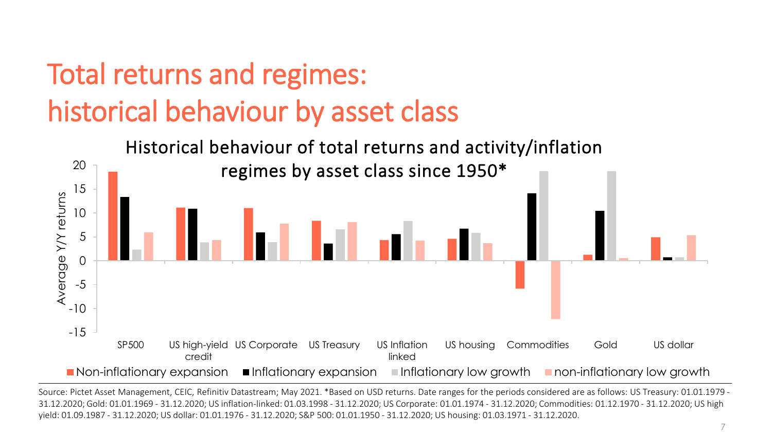# Total returns and regimes: historical behaviour by asset class

Historical behaviour of total returns and activity/inflation regimes by asset class since 1950*

| | Non-inflationary expansion | Inflationary expansion | Inflationary low growth | non-inflationary low growth |
|---|---|---|---|---|
| SP500 | 18.6 | 13.3 | 2.3 | 5.9 |
| US high-yield credit | 11.1 | 10.9 | 3.8 | 4.3 |
| US Corporate | 11.0 | 5.9 | 3.8 | 7.7 |
| US Treasury | 8.3 | 3.6 | 6.5 | 8.0 |
| US Inflation linked | 4.3 | 5.5 | 8.3 | 4.2 |
| US housing | 4.6 | 6.7 | 5.8 | 3.7 |
| Commodities | -5.8 | 14.1 | 18.7 | -12.2 |
| Gold | 1.2 | 10.4 | 18.7 | 0.5 |
| US dollar | 4.9 | 0.7 | 0.7 | 5.3 |

Average Y/Y returns

Source: Pictet Asset Management, CEIC, Refinitiv Datastream; May 2021. *Based on USD returns. Date ranges for the periods considered are as follows: US Treasury: 01.01.1979 - 31.12.2020; Gold: 01.01.1969 - 31.12.2020; US inflation-linked: 01.03.1998 - 31.12.2020; US Corporate: 01.01.1974 - 31.12.2020; Commodities: 01.12.1970 - 31.12.2020; US high yield: 01.09.1987 - 31.12.2020; US dollar: 01.01.1976 - 31.12.2020; S&P 500: 01.01.1950 - 31.12.2020; US housing: 01.03.1971 - 31.12.2020.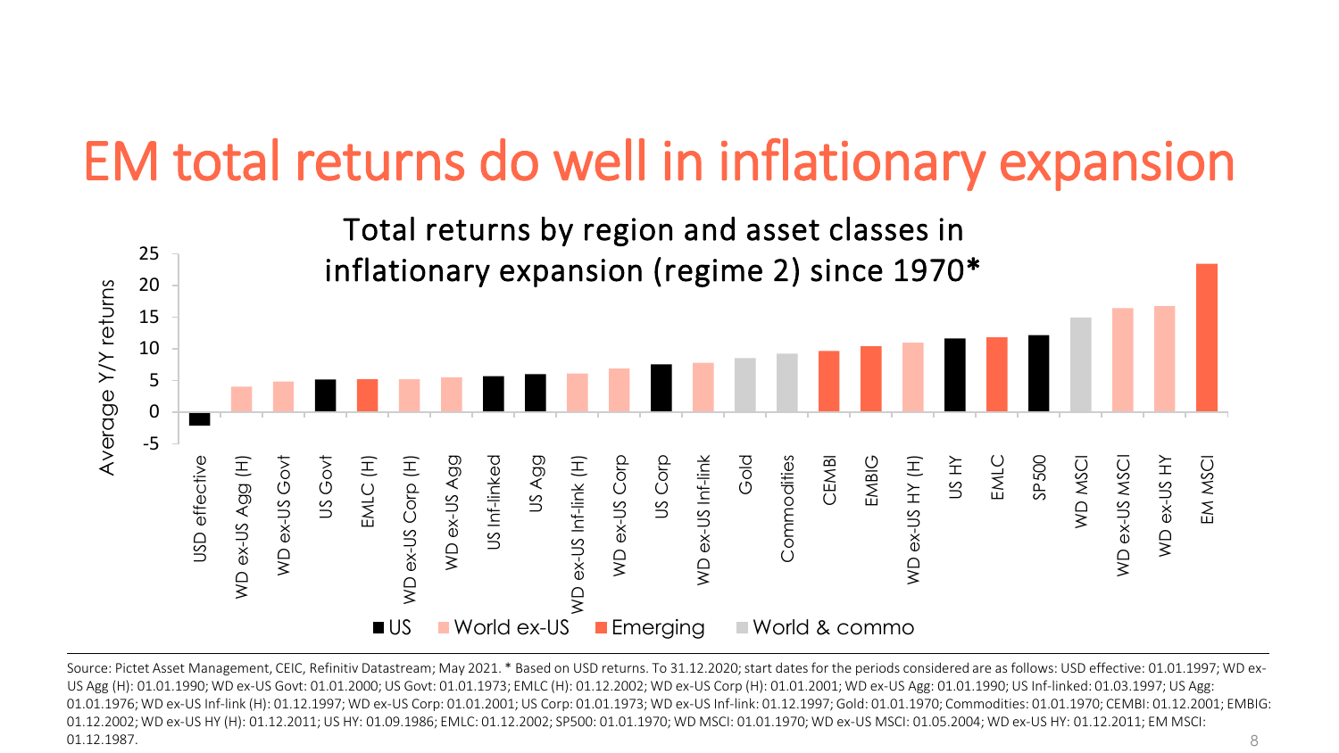# EM total returns do well in inflationary expansion

Total returns by region and asset classes in inflationary expansion (regime 2) since 1970*

Source: Pictet Asset Management, CEIC, Refinitiv Datastream; May 2021. * Based on USD returns. To 31.12.2020; start dates for the periods considered are as follows: USD effective: 01.01.1997; WD ex-US Agg (H): 01.01.1990; WD ex-US Govt: 01.01.2000; US Govt: 01.01.1973; EMLC (H): 01.12.2002; WD ex-US Corp (H): 01.01.2001; WD ex-US Agg: 01.01.1990; US Inf-linked: 01.03.1997; US Agg: 01.01.1976; WD ex-US Inf-link (H): 01.12.1997; WD ex-US Corp: 01.01.2001; US Corp: 01.01.1973; WD ex-US Inf-link: 01.12.1997; Gold: 01.01.1970; Commodities: 01.01.1970; CEMBI: 01.12.2001; EMBIG: 01.12.2002; WD ex-US HY (H): 01.12.2011; US HY: 01.09.1986; EMLC: 01.12.2002; SP500: 01.01.1970; WD MSCI: 01.01.1970; WD ex-US MSCI: 01.05.2004; WD ex-US HY: 01.12.2011; EM MSCI: 01.12.1987.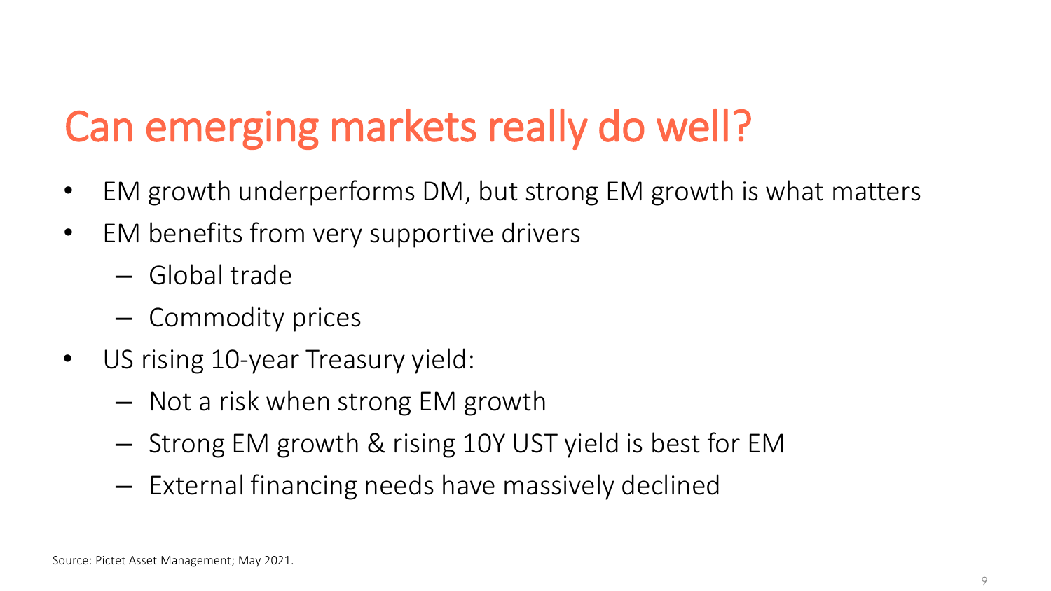# Can emerging markets really do well?

- EM growth underperforms DM, but strong EM growth is what matters
- EM benefits from very supportive drivers
  - Global trade
  - Commodity prices
- US rising 10-year Treasury yield:
  - Not a risk when strong EM growth
  - Strong EM growth & rising 10Y UST yield is best for EM
  - External financing needs have massively declined

Source: Pictet Asset Management; May 2021.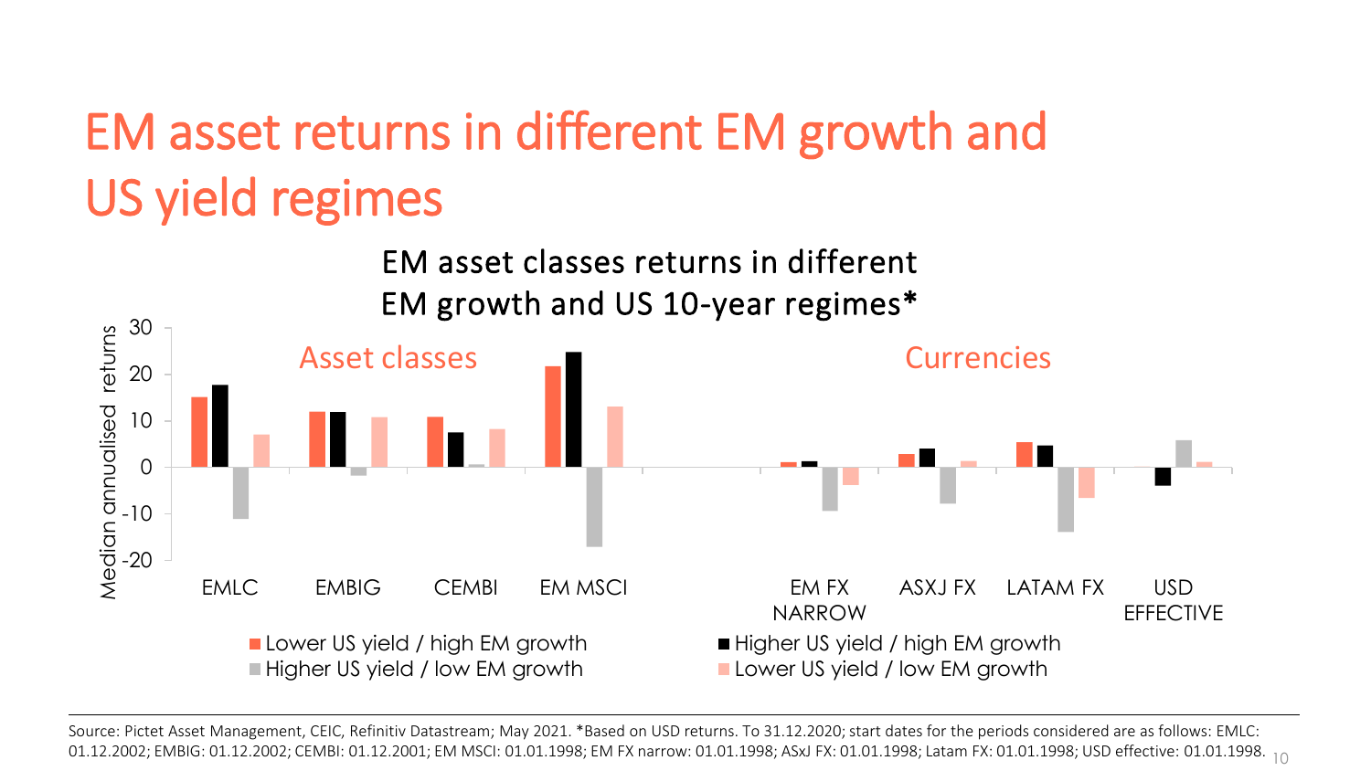# EM asset returns in different EM growth and US yield regimes

EM asset classes returns in different EM growth and US 10-year regimes*

Median annualised returns

Asset classes | Currencies

EMLC, EMBIG, CEMBI, EM MSCI, EM FX NARROW, ASXJ FX, LATAM FX, USD EFFECTIVE

■ Lower US yield / high EM growth ■ Higher US yield / high EM growth ■ Higher US yield / low EM growth ■ Lower US yield / low EM growth

Source: Pictet Asset Management, CEIC, Refinitiv Datastream; May 2021. *Based on USD returns. To 31.12.2020; start dates for the periods considered are as follows: EMLC: 01.12.2002; EMBIG: 01.12.2002; CEMBI: 01.12.2001; EM MSCI: 01.01.1998; EM FX narrow: 01.01.1998; ASxJ FX: 01.01.1998; Latam FX: 01.01.1998; USD effective: 01.01.1998.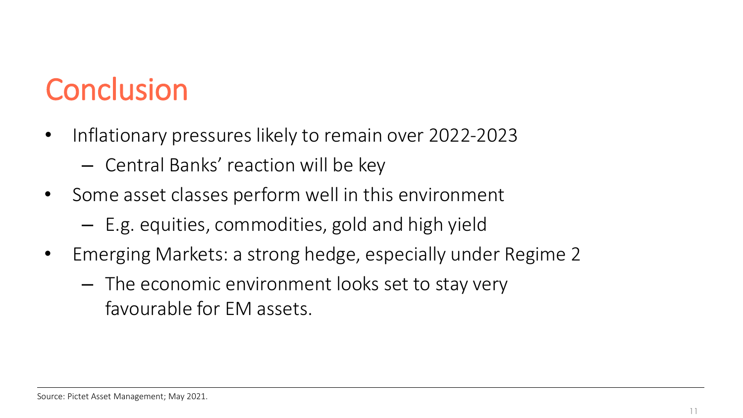# Conclusion

- Inflationary pressures likely to remain over 2022-2023
  - Central Banks' reaction will be key
- Some asset classes perform well in this environment
  - E.g. equities, commodities, gold and high yield
- Emerging Markets: a strong hedge, especially under Regime 2
  - The economic environment looks set to stay very favourable for EM assets.

Source: Pictet Asset Management; May 2021.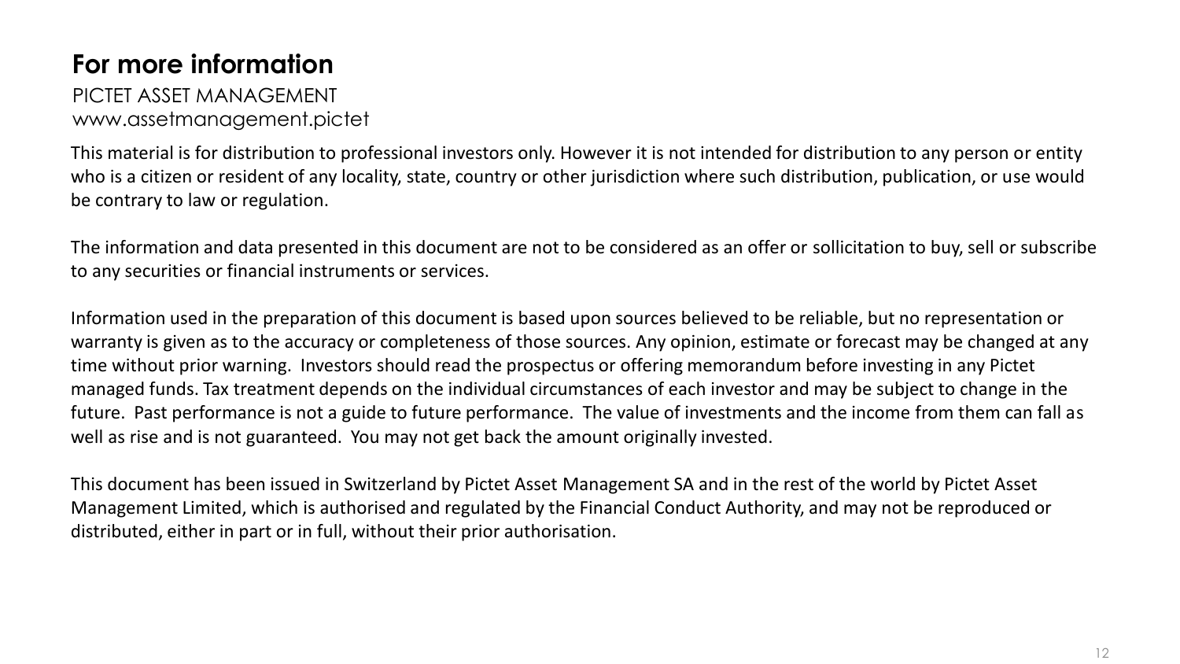# For more information

PICTET ASSET MANAGEMENT
www.assetmanagement.pictet

This material is for distribution to professional investors only. However it is not intended for distribution to any person or entity who is a citizen or resident of any locality, state, country or other jurisdiction where such distribution, publication, or use would be contrary to law or regulation.

The information and data presented in this document are not to be considered as an offer or sollicitation to buy, sell or subscribe to any securities or financial instruments or services.

Information used in the preparation of this document is based upon sources believed to be reliable, but no representation or warranty is given as to the accuracy or completeness of those sources. Any opinion, estimate or forecast may be changed at any time without prior warning. Investors should read the prospectus or offering memorandum before investing in any Pictet managed funds. Tax treatment depends on the individual circumstances of each investor and may be subject to change in the future. Past performance is not a guide to future performance. The value of investments and the income from them can fall as well as rise and is not guaranteed. You may not get back the amount originally invested.

This document has been issued in Switzerland by Pictet Asset Management SA and in the rest of the world by Pictet Asset Management Limited, which is authorised and regulated by the Financial Conduct Authority, and may not be reproduced or distributed, either in part or in full, without their prior authorisation.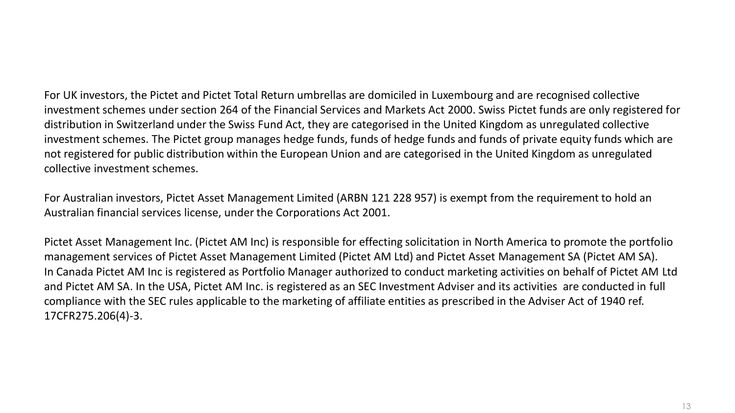For UK investors, the Pictet and Pictet Total Return umbrellas are domiciled in Luxembourg and are recognised collective investment schemes under section 264 of the Financial Services and Markets Act 2000. Swiss Pictet funds are only registered for distribution in Switzerland under the Swiss Fund Act, they are categorised in the United Kingdom as unregulated collective investment schemes. The Pictet group manages hedge funds, funds of hedge funds and funds of private equity funds which are not registered for public distribution within the European Union and are categorised in the United Kingdom as unregulated collective investment schemes.

For Australian investors, Pictet Asset Management Limited (ARBN 121 228 957) is exempt from the requirement to hold an Australian financial services license, under the Corporations Act 2001.

Pictet Asset Management Inc. (Pictet AM Inc) is responsible for effecting solicitation in North America to promote the portfolio management services of Pictet Asset Management Limited (Pictet AM Ltd) and Pictet Asset Management SA (Pictet AM SA). In Canada Pictet AM Inc is registered as Portfolio Manager authorized to conduct marketing activities on behalf of Pictet AM Ltd and Pictet AM SA. In the USA, Pictet AM Inc. is registered as an SEC Investment Adviser and its activities are conducted in full compliance with the SEC rules applicable to the marketing of affiliate entities as prescribed in the Adviser Act of 1940 ref. 17CFR275.206(4)-3.